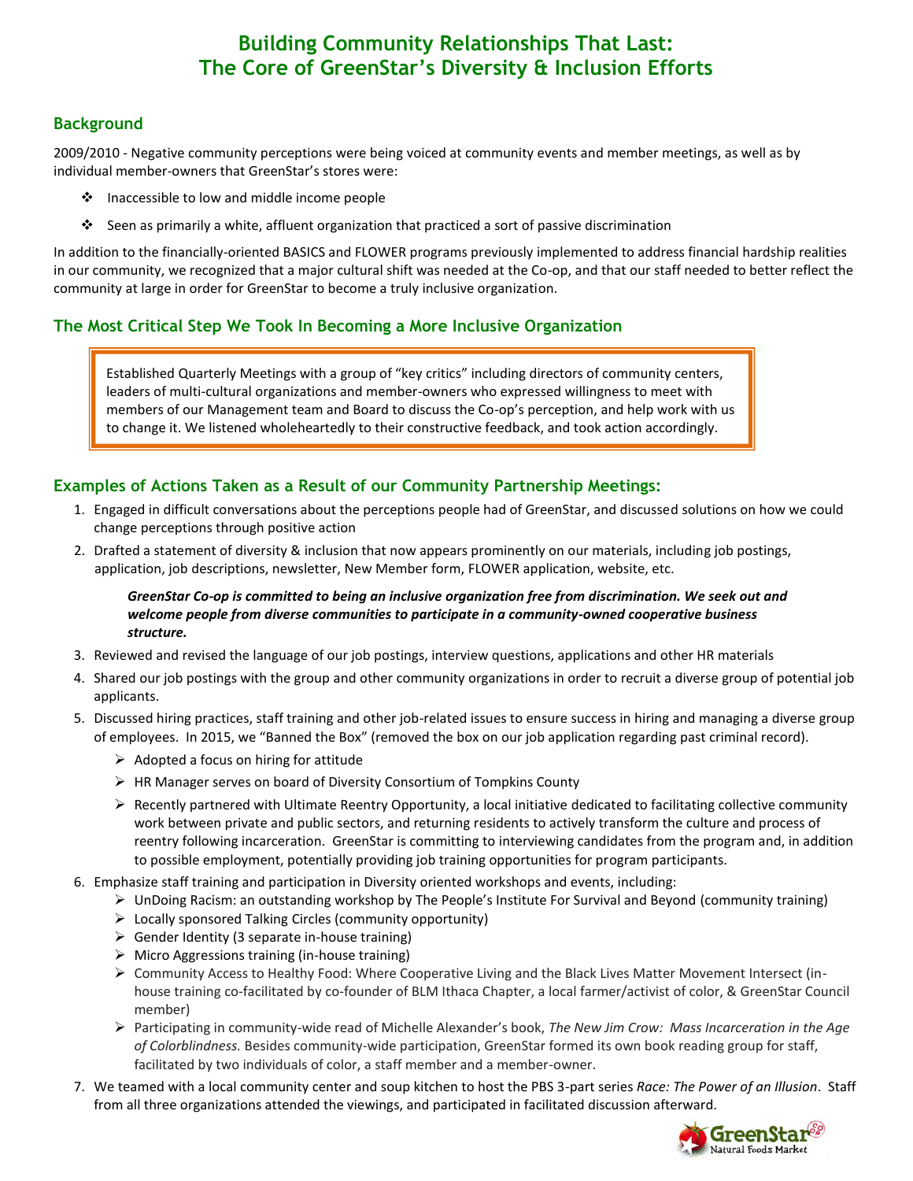# Building Community Relationships That Last: The Core of GreenStar's Diversity & Inclusion Efforts

## Background

2009/2010 - Negative community perceptions were being voiced at community events and member meetings, as well as by individual member-owners that GreenStar's stores were:

- Inaccessible to low and middle income people
- Seen as primarily a white, affluent organization that practiced a sort of passive discrimination

In addition to the financially-oriented BASICS and FLOWER programs previously implemented to address financial hardship realities in our community, we recognized that a major cultural shift was needed at the Co-op, and that our staff needed to better reflect the community at large in order for GreenStar to become a truly inclusive organization.

## The Most Critical Step We Took In Becoming a More Inclusive Organization

Established Quarterly Meetings with a group of "key critics" including directors of community centers, leaders of multi-cultural organizations and member-owners who expressed willingness to meet with members of our Management team and Board to discuss the Co-op's perception, and help work with us to change it. We listened wholeheartedly to their constructive feedback, and took action accordingly.

## Examples of Actions Taken as a Result of our Community Partnership Meetings:

1. Engaged in difficult conversations about the perceptions people had of GreenStar, and discussed solutions on how we could change perceptions through positive action
2. Drafted a statement of diversity & inclusion that now appears prominently on our materials, including job postings, application, job descriptions, newsletter, New Member form, FLOWER application, website, etc.

   ***GreenStar Co-op is committed to being an inclusive organization free from discrimination. We seek out and welcome people from diverse communities to participate in a community-owned cooperative business structure.***

3. Reviewed and revised the language of our job postings, interview questions, applications and other HR materials
4. Shared our job postings with the group and other community organizations in order to recruit a diverse group of potential job applicants.
5. Discussed hiring practices, staff training and other job-related issues to ensure success in hiring and managing a diverse group of employees. In 2015, we "Banned the Box" (removed the box on our job application regarding past criminal record).
   - Adopted a focus on hiring for attitude
   - HR Manager serves on board of Diversity Consortium of Tompkins County
   - Recently partnered with Ultimate Reentry Opportunity, a local initiative dedicated to facilitating collective community work between private and public sectors, and returning residents to actively transform the culture and process of reentry following incarceration. GreenStar is committing to interviewing candidates from the program and, in addition to possible employment, potentially providing job training opportunities for program participants.
6. Emphasize staff training and participation in Diversity oriented workshops and events, including:
   - UnDoing Racism: an outstanding workshop by The People's Institute For Survival and Beyond (community training)
   - Locally sponsored Talking Circles (community opportunity)
   - Gender Identity (3 separate in-house training)
   - Micro Aggressions training (in-house training)
   - Community Access to Healthy Food: Where Cooperative Living and the Black Lives Matter Movement Intersect (in-house training co-facilitated by co-founder of BLM Ithaca Chapter, a local farmer/activist of color, & GreenStar Council member)
   - Participating in community-wide read of Michelle Alexander's book, *The New Jim Crow: Mass Incarceration in the Age of Colorblindness.* Besides community-wide participation, GreenStar formed its own book reading group for staff, facilitated by two individuals of color, a staff member and a member-owner.
7. We teamed with a local community center and soup kitchen to host the PBS 3-part series *Race: The Power of an Illusion*. Staff from all three organizations attended the viewings, and participated in facilitated discussion afterward.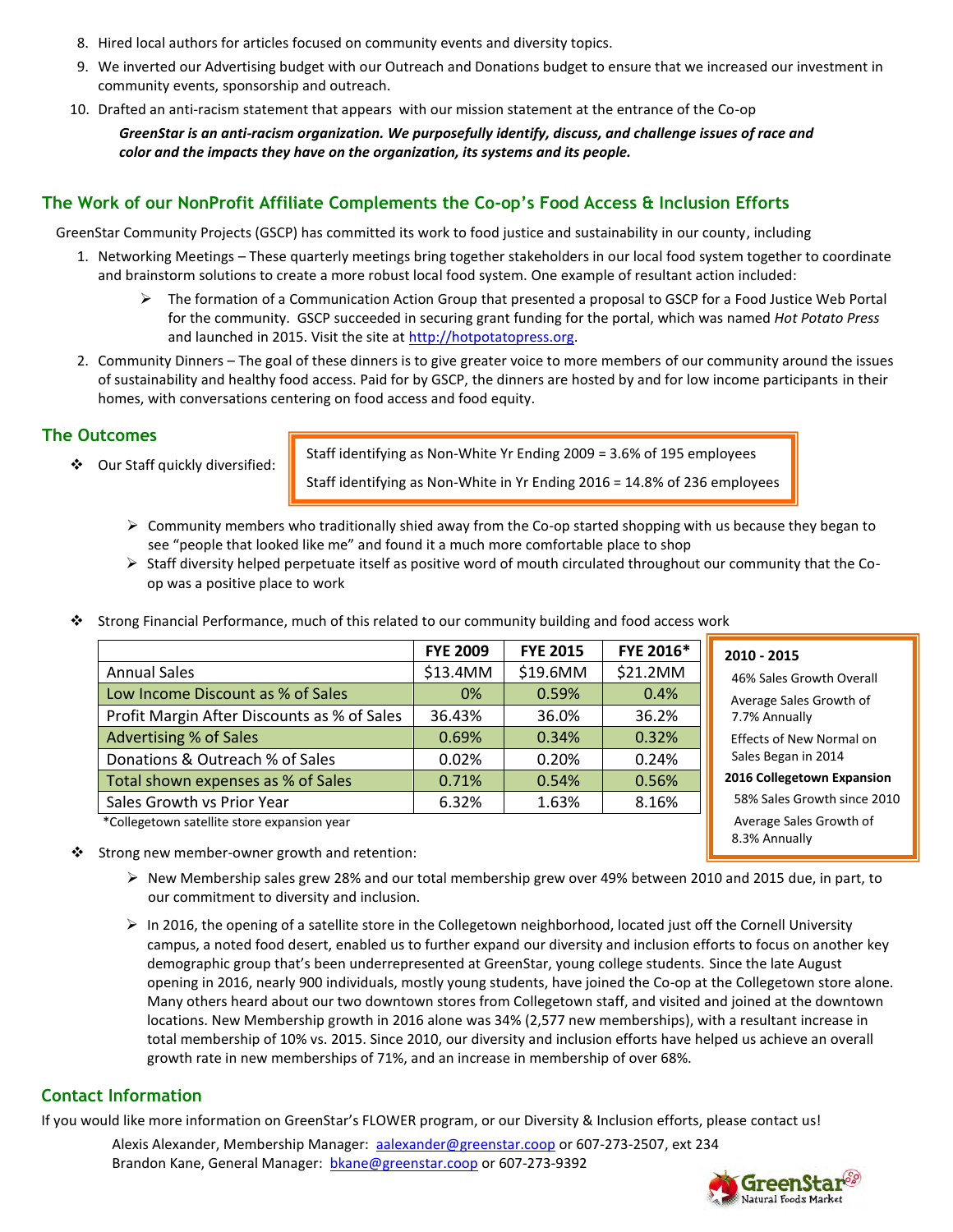8. Hired local authors for articles focused on community events and diversity topics.
9. We inverted our Advertising budget with our Outreach and Donations budget to ensure that we increased our investment in community events, sponsorship and outreach.
10. Drafted an anti-racism statement that appears with our mission statement at the entrance of the Co-op

    ***GreenStar is an anti-racism organization. We purposefully identify, discuss, and challenge issues of race and color and the impacts they have on the organization, its systems and its people.***

## The Work of our NonProfit Affiliate Complements the Co-op's Food Access & Inclusion Efforts

GreenStar Community Projects (GSCP) has committed its work to food justice and sustainability in our county, including

1. Networking Meetings – These quarterly meetings bring together stakeholders in our local food system together to coordinate and brainstorm solutions to create a more robust local food system. One example of resultant action included:
   - The formation of a Communication Action Group that presented a proposal to GSCP for a Food Justice Web Portal for the community. GSCP succeeded in securing grant funding for the portal, which was named *Hot Potato Press* and launched in 2015. Visit the site at http://hotpotatopress.org.
2. Community Dinners – The goal of these dinners is to give greater voice to more members of our community around the issues of sustainability and healthy food access. Paid for by GSCP, the dinners are hosted by and for low income participants in their homes, with conversations centering on food access and food equity.

## The Outcomes

- Our Staff quickly diversified:

  Staff identifying as Non-White Yr Ending 2009 = 3.6% of 195 employees

  Staff identifying as Non-White in Yr Ending 2016 = 14.8% of 236 employees

  - Community members who traditionally shied away from the Co-op started shopping with us because they began to see "people that looked like me" and found it a much more comfortable place to shop
  - Staff diversity helped perpetuate itself as positive word of mouth circulated throughout our community that the Co-op was a positive place to work

- Strong Financial Performance, much of this related to our community building and food access work

| | FYE 2009 | FYE 2015 | FYE 2016* |
|---|---|---|---|
| Annual Sales | $13.4MM | $19.6MM | $21.2MM |
| Low Income Discount as % of Sales | 0% | 0.59% | 0.4% |
| Profit Margin After Discounts as % of Sales | 36.43% | 36.0% | 36.2% |
| Advertising % of Sales | 0.69% | 0.34% | 0.32% |
| Donations & Outreach % of Sales | 0.02% | 0.20% | 0.24% |
| Total shown expenses as % of Sales | 0.71% | 0.54% | 0.56% |
| Sales Growth vs Prior Year | 6.32% | 1.63% | 8.16% |

\*Collegetown satellite store expansion year

**2010 - 2015**

46% Sales Growth Overall

Average Sales Growth of 7.7% Annually

Effects of New Normal on Sales Began in 2014

**2016 Collegetown Expansion**

58% Sales Growth since 2010

Average Sales Growth of 8.3% Annually

- Strong new member-owner growth and retention:
  - New Membership sales grew 28% and our total membership grew over 49% between 2010 and 2015 due, in part, to our commitment to diversity and inclusion.
  - In 2016, the opening of a satellite store in the Collegetown neighborhood, located just off the Cornell University campus, a noted food desert, enabled us to further expand our diversity and inclusion efforts to focus on another key demographic group that's been underrepresented at GreenStar, young college students. Since the late August opening in 2016, nearly 900 individuals, mostly young students, have joined the Co-op at the Collegetown store alone. Many others heard about our two downtown stores from Collegetown staff, and visited and joined at the downtown locations. New Membership growth in 2016 alone was 34% (2,577 new memberships), with a resultant increase in total membership of 10% vs. 2015. Since 2010, our diversity and inclusion efforts have helped us achieve an overall growth rate in new memberships of 71%, and an increase in membership of over 68%.

## Contact Information

If you would like more information on GreenStar's FLOWER program, or our Diversity & Inclusion efforts, please contact us!

Alexis Alexander, Membership Manager: aalexander@greenstar.coop or 607-273-2507, ext 234
Brandon Kane, General Manager: bkane@greenstar.coop or 607-273-9392

GreenStar Natural Foods Market